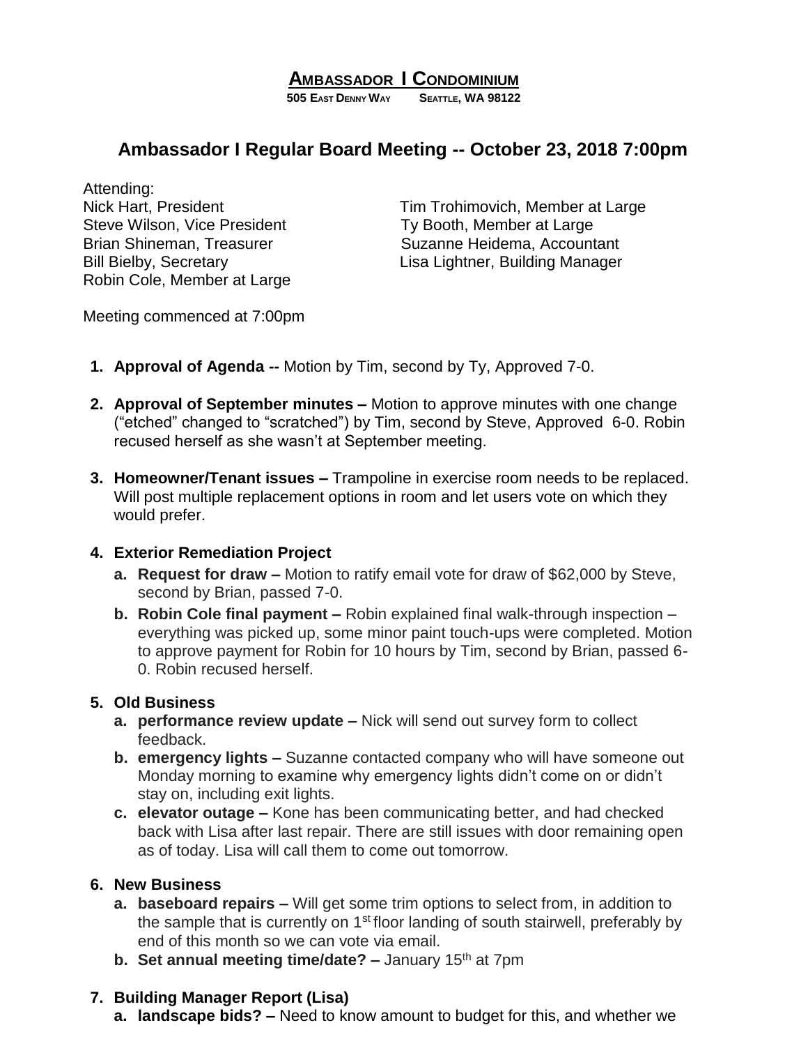# Ambassador I Condominium

**505 East Denny Way Seattle, WA 98122**

## Ambassador I Regular Board Meeting -- October 23, 2018 7:00pm

Attending:

Nick Hart, President
Steve Wilson, Vice President
Brian Shineman, Treasurer
Bill Bielby, Secretary
Robin Cole, Member at Large
Tim Trohimovich, Member at Large
Ty Booth, Member at Large
Suzanne Heidema, Accountant
Lisa Lightner, Building Manager

Meeting commenced at 7:00pm

1. **Approval of Agenda --** Motion by Tim, second by Ty, Approved 7-0.
2. **Approval of September minutes –** Motion to approve minutes with one change ("etched" changed to "scratched") by Tim, second by Steve, Approved 6-0. Robin recused herself as she wasn't at September meeting.
3. **Homeowner/Tenant issues –** Trampoline in exercise room needs to be replaced. Will post multiple replacement options in room and let users vote on which they would prefer.
4. **Exterior Remediation Project**
   a. **Request for draw –** Motion to ratify email vote for draw of $62,000 by Steve, second by Brian, passed 7-0.
   b. **Robin Cole final payment –** Robin explained final walk-through inspection – everything was picked up, some minor paint touch-ups were completed. Motion to approve payment for Robin for 10 hours by Tim, second by Brian, passed 6-0. Robin recused herself.
5. **Old Business**
   a. **performance review update –** Nick will send out survey form to collect feedback.
   b. **emergency lights –** Suzanne contacted company who will have someone out Monday morning to examine why emergency lights didn't come on or didn't stay on, including exit lights.
   c. **elevator outage –** Kone has been communicating better, and had checked back with Lisa after last repair. There are still issues with door remaining open as of today. Lisa will call them to come out tomorrow.
6. **New Business**
   a. **baseboard repairs –** Will get some trim options to select from, in addition to the sample that is currently on 1st floor landing of south stairwell, preferably by end of this month so we can vote via email.
   b. **Set annual meeting time/date? –** January 15th at 7pm
7. **Building Manager Report (Lisa)**
   a. **landscape bids? –** Need to know amount to budget for this, and whether we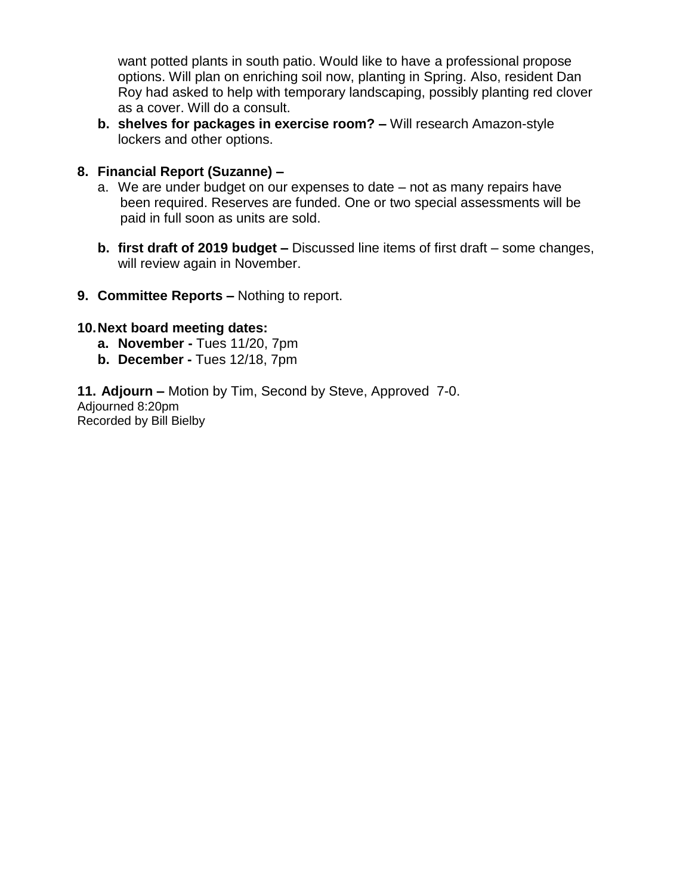want potted plants in south patio. Would like to have a professional propose options. Will plan on enriching soil now, planting in Spring. Also, resident Dan Roy had asked to help with temporary landscaping, possibly planting red clover as a cover. Will do a consult.

   b. **shelves for packages in exercise room? –** Will research Amazon-style lockers and other options.

8. **Financial Report (Suzanne) –**
   a. We are under budget on our expenses to date – not as many repairs have been required. Reserves are funded. One or two special assessments will be paid in full soon as units are sold.

   b. **first draft of 2019 budget –** Discussed line items of first draft – some changes, will review again in November.

9. **Committee Reports –** Nothing to report.

10. **Next board meeting dates:**
    a. **November -** Tues 11/20, 7pm
    b. **December -** Tues 12/18, 7pm

11. **Adjourn –** Motion by Tim, Second by Steve, Approved 7-0.

Adjourned 8:20pm
Recorded by Bill Bielby